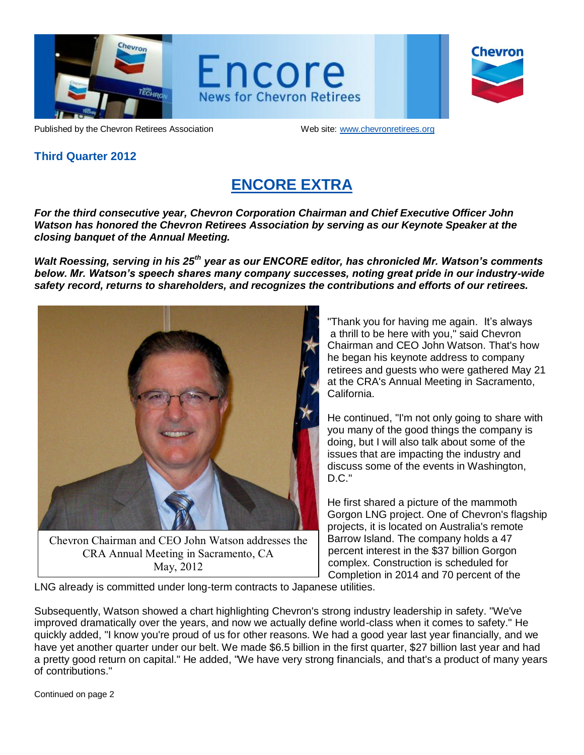# Encore

News for Chevron Retirees

Published by the Chevron Retirees Association

Web site: www.chevronretirees.org

**Third Quarter 2012**

## ENCORE EXTRA

***For the third consecutive year, Chevron Corporation Chairman and Chief Executive Officer John Watson has honored the Chevron Retirees Association by serving as our Keynote Speaker at the closing banquet of the Annual Meeting.***

***Walt Roessing, serving in his 25th year as our ENCORE editor, has chronicled Mr. Watson's comments below. Mr. Watson's speech shares many company successes, noting great pride in our industry-wide safety record, returns to shareholders, and recognizes the contributions and efforts of our retirees.***

Chevron Chairman and CEO John Watson addresses the CRA Annual Meeting in Sacramento, CA May, 2012

"Thank you for having me again. It's always a thrill to be here with you," said Chevron Chairman and CEO John Watson. That's how he began his keynote address to company retirees and guests who were gathered May 21 at the CRA's Annual Meeting in Sacramento, California.

He continued, "I'm not only going to share with you many of the good things the company is doing, but I will also talk about some of the issues that are impacting the industry and discuss some of the events in Washington, D.C."

He first shared a picture of the mammoth Gorgon LNG project. One of Chevron's flagship projects, it is located on Australia's remote Barrow Island. The company holds a 47 percent interest in the $37 billion Gorgon complex. Construction is scheduled for Completion in 2014 and 70 percent of the LNG already is committed under long-term contracts to Japanese utilities.

Subsequently, Watson showed a chart highlighting Chevron's strong industry leadership in safety. "We've improved dramatically over the years, and now we actually define world-class when it comes to safety." He quickly added, "I know you're proud of us for other reasons. We had a good year last year financially, and we have yet another quarter under our belt. We made $6.5 billion in the first quarter, $27 billion last year and had a pretty good return on capital." He added, "We have very strong financials, and that's a product of many years of contributions."

Continued on page 2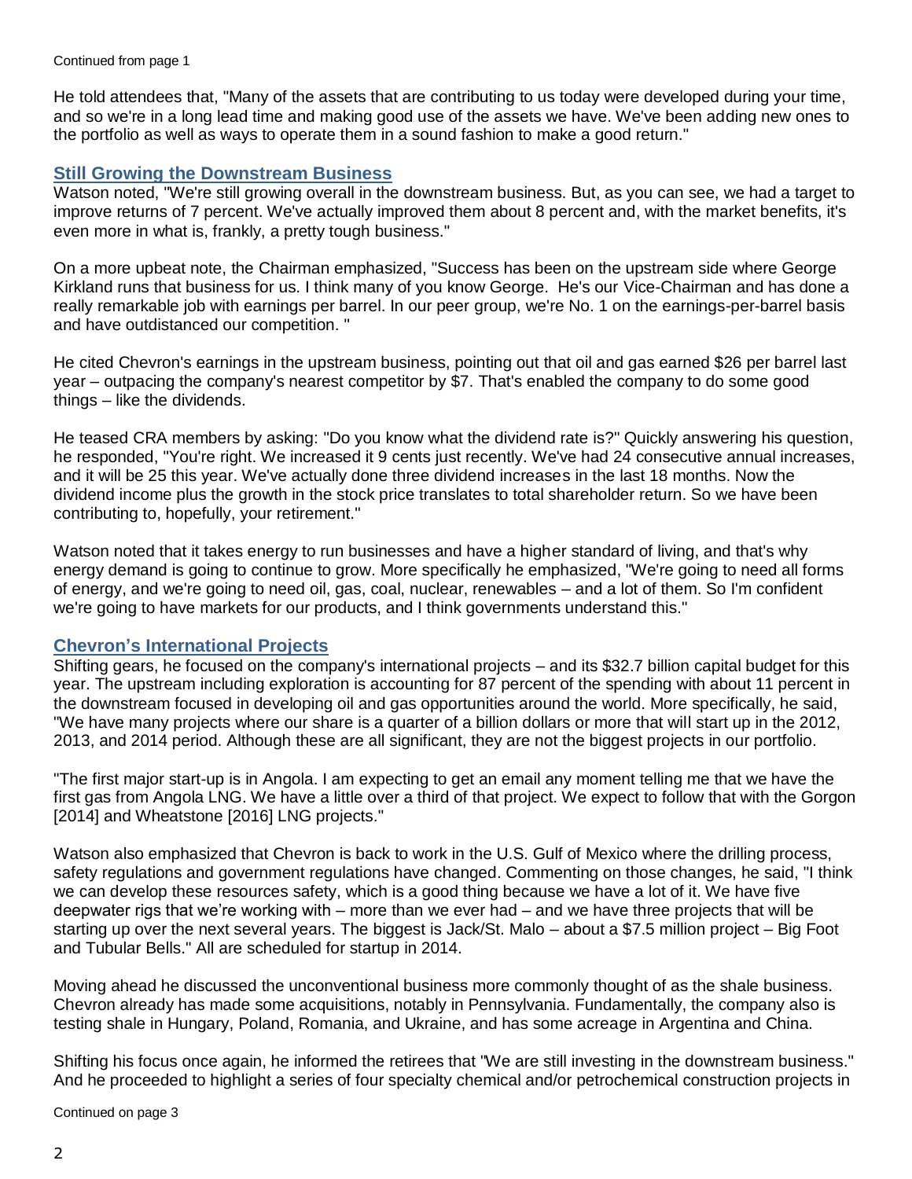Continued from page 1

He told attendees that, "Many of the assets that are contributing to us today were developed during your time, and so we're in a long lead time and making good use of the assets we have. We've been adding new ones to the portfolio as well as ways to operate them in a sound fashion to make a good return."

## Still Growing the Downstream Business

Watson noted, "We're still growing overall in the downstream business. But, as you can see, we had a target to improve returns of 7 percent. We've actually improved them about 8 percent and, with the market benefits, it's even more in what is, frankly, a pretty tough business."

On a more upbeat note, the Chairman emphasized, "Success has been on the upstream side where George Kirkland runs that business for us. I think many of you know George. He's our Vice-Chairman and has done a really remarkable job with earnings per barrel. In our peer group, we're No. 1 on the earnings-per-barrel basis and have outdistanced our competition. "

He cited Chevron's earnings in the upstream business, pointing out that oil and gas earned $26 per barrel last year – outpacing the company's nearest competitor by $7. That's enabled the company to do some good things – like the dividends.

He teased CRA members by asking: "Do you know what the dividend rate is?" Quickly answering his question, he responded, "You're right. We increased it 9 cents just recently. We've had 24 consecutive annual increases, and it will be 25 this year. We've actually done three dividend increases in the last 18 months. Now the dividend income plus the growth in the stock price translates to total shareholder return. So we have been contributing to, hopefully, your retirement."

Watson noted that it takes energy to run businesses and have a higher standard of living, and that's why energy demand is going to continue to grow. More specifically he emphasized, "We're going to need all forms of energy, and we're going to need oil, gas, coal, nuclear, renewables – and a lot of them. So I'm confident we're going to have markets for our products, and I think governments understand this."

## Chevron's International Projects

Shifting gears, he focused on the company's international projects – and its $32.7 billion capital budget for this year. The upstream including exploration is accounting for 87 percent of the spending with about 11 percent in the downstream focused in developing oil and gas opportunities around the world. More specifically, he said, "We have many projects where our share is a quarter of a billion dollars or more that will start up in the 2012, 2013, and 2014 period. Although these are all significant, they are not the biggest projects in our portfolio.

"The first major start-up is in Angola. I am expecting to get an email any moment telling me that we have the first gas from Angola LNG. We have a little over a third of that project. We expect to follow that with the Gorgon [2014] and Wheatstone [2016] LNG projects."

Watson also emphasized that Chevron is back to work in the U.S. Gulf of Mexico where the drilling process, safety regulations and government regulations have changed. Commenting on those changes, he said, "I think we can develop these resources safety, which is a good thing because we have a lot of it. We have five deepwater rigs that we're working with – more than we ever had – and we have three projects that will be starting up over the next several years. The biggest is Jack/St. Malo – about a $7.5 million project – Big Foot and Tubular Bells." All are scheduled for startup in 2014.

Moving ahead he discussed the unconventional business more commonly thought of as the shale business. Chevron already has made some acquisitions, notably in Pennsylvania. Fundamentally, the company also is testing shale in Hungary, Poland, Romania, and Ukraine, and has some acreage in Argentina and China.

Shifting his focus once again, he informed the retirees that "We are still investing in the downstream business." And he proceeded to highlight a series of four specialty chemical and/or petrochemical construction projects in

Continued on page 3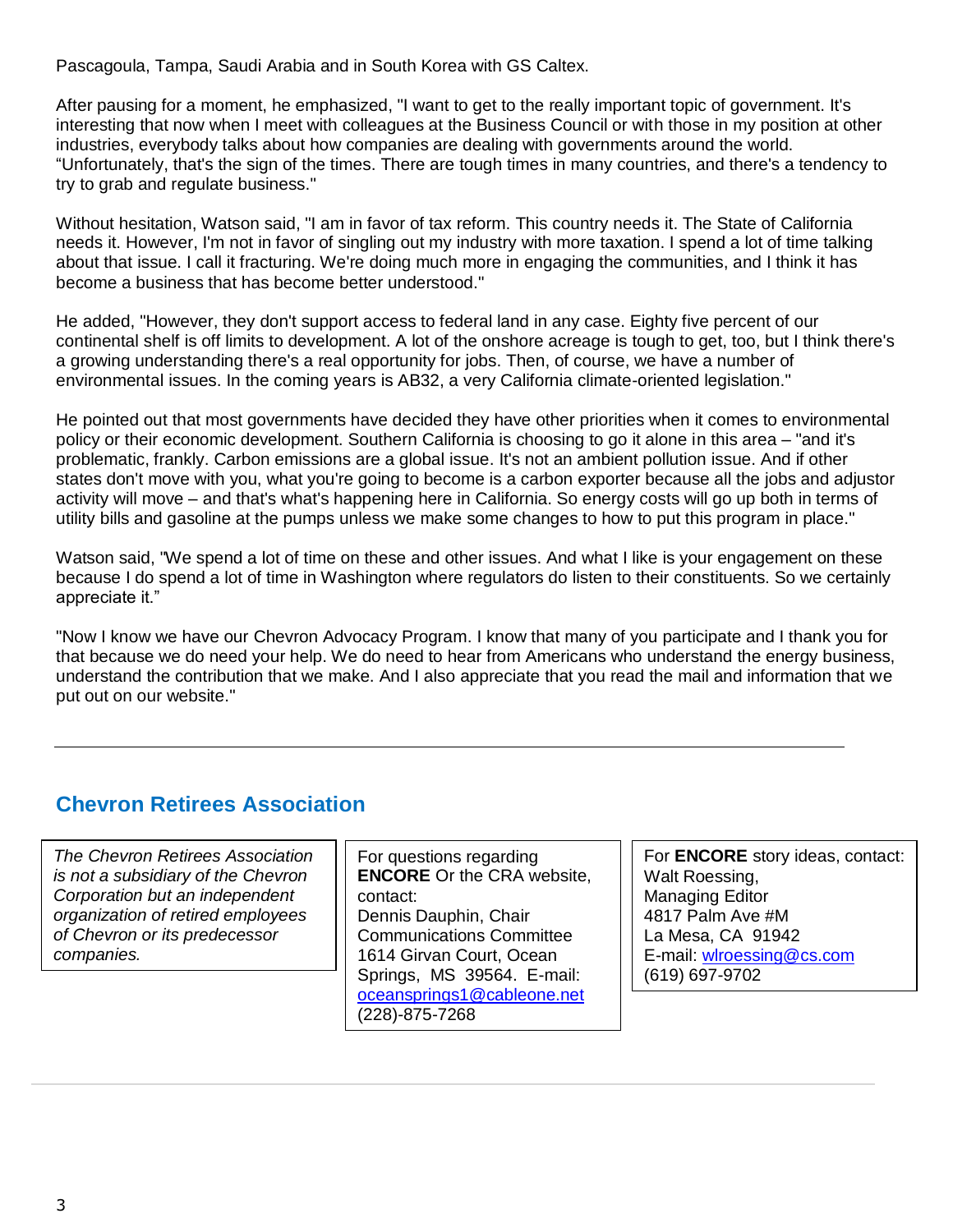Pascagoula, Tampa, Saudi Arabia and in South Korea with GS Caltex.

After pausing for a moment, he emphasized, "I want to get to the really important topic of government. It's interesting that now when I meet with colleagues at the Business Council or with those in my position at other industries, everybody talks about how companies are dealing with governments around the world. “Unfortunately, that's the sign of the times. There are tough times in many countries, and there's a tendency to try to grab and regulate business."

Without hesitation, Watson said, "I am in favor of tax reform. This country needs it. The State of California needs it. However, I'm not in favor of singling out my industry with more taxation. I spend a lot of time talking about that issue. I call it fracturing. We're doing much more in engaging the communities, and I think it has become a business that has become better understood."

He added, "However, they don't support access to federal land in any case. Eighty five percent of our continental shelf is off limits to development. A lot of the onshore acreage is tough to get, too, but I think there's a growing understanding there's a real opportunity for jobs. Then, of course, we have a number of environmental issues. In the coming years is AB32, a very California climate-oriented legislation."

He pointed out that most governments have decided they have other priorities when it comes to environmental policy or their economic development. Southern California is choosing to go it alone in this area – "and it's problematic, frankly. Carbon emissions are a global issue. It's not an ambient pollution issue. And if other states don't move with you, what you're going to become is a carbon exporter because all the jobs and adjustor activity will move – and that's what's happening here in California. So energy costs will go up both in terms of utility bills and gasoline at the pumps unless we make some changes to how to put this program in place."

Watson said, "We spend a lot of time on these and other issues. And what I like is your engagement on these because I do spend a lot of time in Washington where regulators do listen to their constituents. So we certainly appreciate it.”

"Now I know we have our Chevron Advocacy Program. I know that many of you participate and I thank you for that because we do need your help. We do need to hear from Americans who understand the energy business, understand the contribution that we make. And I also appreciate that you read the mail and information that we put out on our website."

---

## Chevron Retirees Association

*The Chevron Retirees Association is not a subsidiary of the Chevron Corporation but an independent organization of retired employees of Chevron or its predecessor companies.*

For questions regarding **ENCORE** Or the CRA website, contact:
Dennis Dauphin, Chair
Communications Committee
1614 Girvan Court, Ocean Springs, MS 39564. E-mail: oceansprings1@cableone.net
(228)-875-7268

For **ENCORE** story ideas, contact:
Walt Roessing,
Managing Editor
4817 Palm Ave #M
La Mesa, CA 91942
E-mail: wlroessing@cs.com
(619) 697-9702